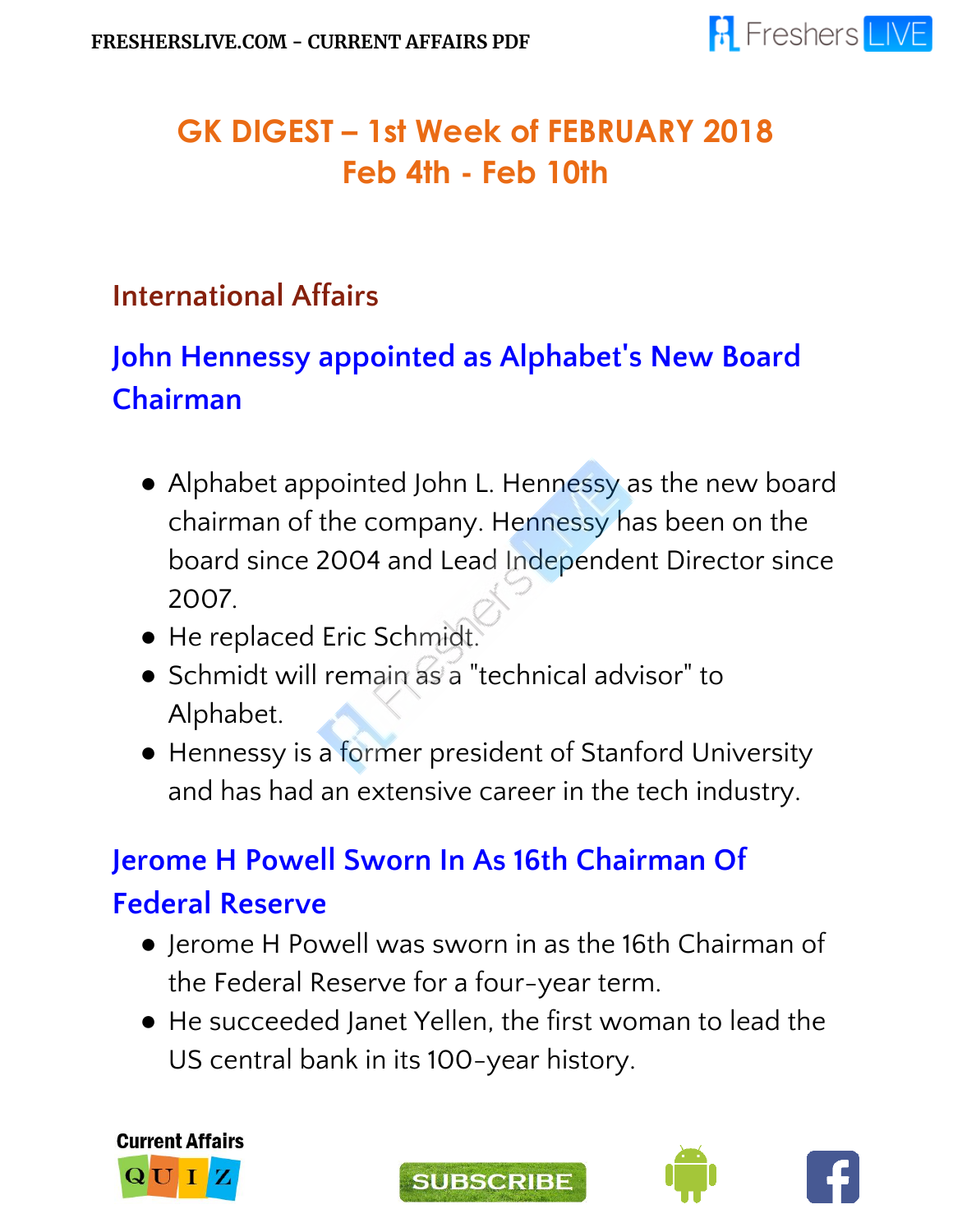# GK DIGEST – 1st Week of FEBRUARY 2018
# Feb 4th - Feb 10th

## International Affairs

### John Hennessy appointed as Alphabet's New Board Chairman

- Alphabet appointed John L. Hennessy as the new board chairman of the company. Hennessy has been on the board since 2004 and Lead Independent Director since 2007.
- He replaced Eric Schmidt.
- Schmidt will remain as a "technical advisor" to Alphabet.
- Hennessy is a former president of Stanford University and has had an extensive career in the tech industry.

### Jerome H Powell Sworn In As 16th Chairman Of Federal Reserve

- Jerome H Powell was sworn in as the 16th Chairman of the Federal Reserve for a four-year term.
- He succeeded Janet Yellen, the first woman to lead the US central bank in its 100-year history.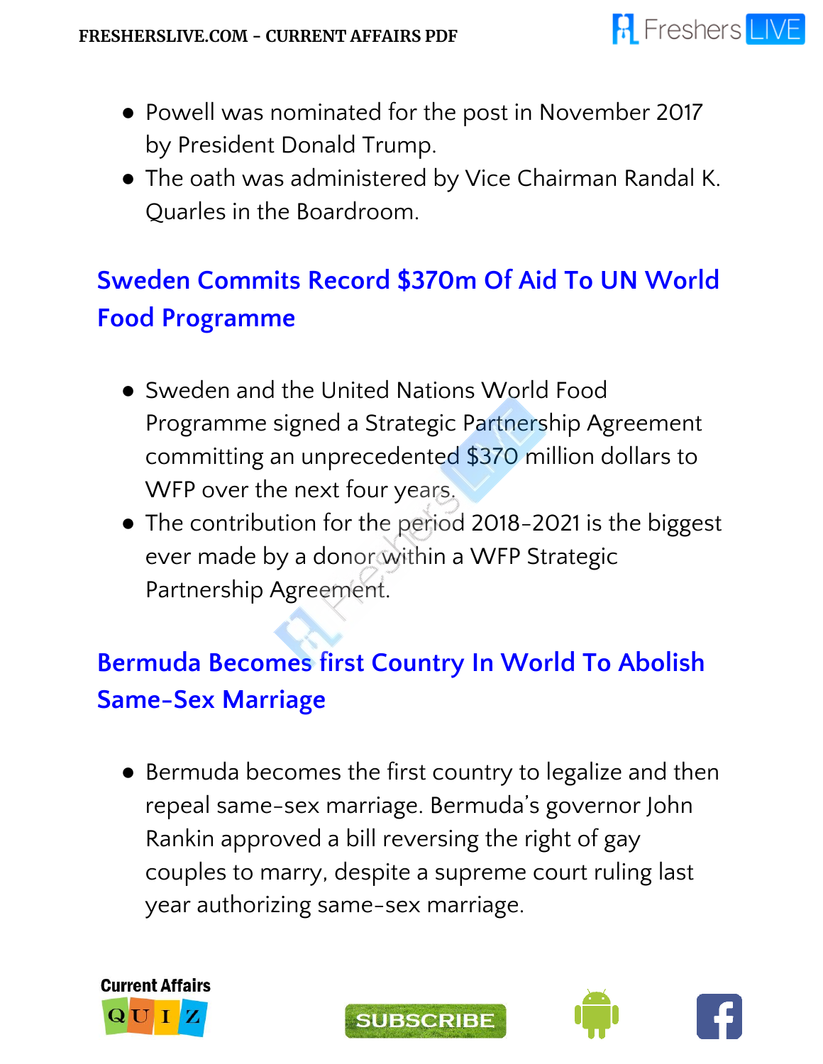- Powell was nominated for the post in November 2017 by President Donald Trump.
- The oath was administered by Vice Chairman Randal K. Quarles in the Boardroom.

## Sweden Commits Record $370m Of Aid To UN World Food Programme

- Sweden and the United Nations World Food Programme signed a Strategic Partnership Agreement committing an unprecedented $370 million dollars to WFP over the next four years.
- The contribution for the period 2018-2021 is the biggest ever made by a donor within a WFP Strategic Partnership Agreement.

## Bermuda Becomes first Country In World To Abolish Same-Sex Marriage

- Bermuda becomes the first country to legalize and then repeal same-sex marriage. Bermuda's governor John Rankin approved a bill reversing the right of gay couples to marry, despite a supreme court ruling last year authorizing same-sex marriage.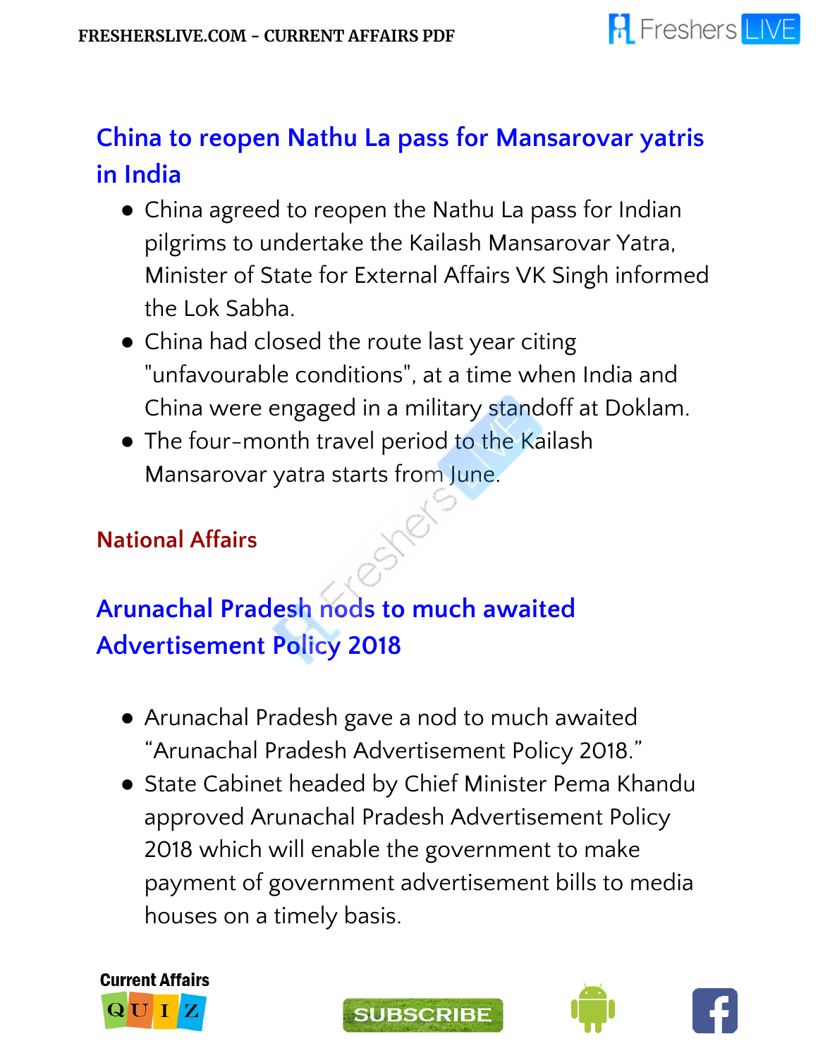## China to reopen Nathu La pass for Mansarovar yatris in India

- China agreed to reopen the Nathu La pass for Indian pilgrims to undertake the Kailash Mansarovar Yatra, Minister of State for External Affairs VK Singh informed the Lok Sabha.
- China had closed the route last year citing "unfavourable conditions", at a time when India and China were engaged in a military standoff at Doklam.
- The four-month travel period to the Kailash Mansarovar yatra starts from June.

### National Affairs

## Arunachal Pradesh nods to much awaited Advertisement Policy 2018

- Arunachal Pradesh gave a nod to much awaited "Arunachal Pradesh Advertisement Policy 2018."
- State Cabinet headed by Chief Minister Pema Khandu approved Arunachal Pradesh Advertisement Policy 2018 which will enable the government to make payment of government advertisement bills to media houses on a timely basis.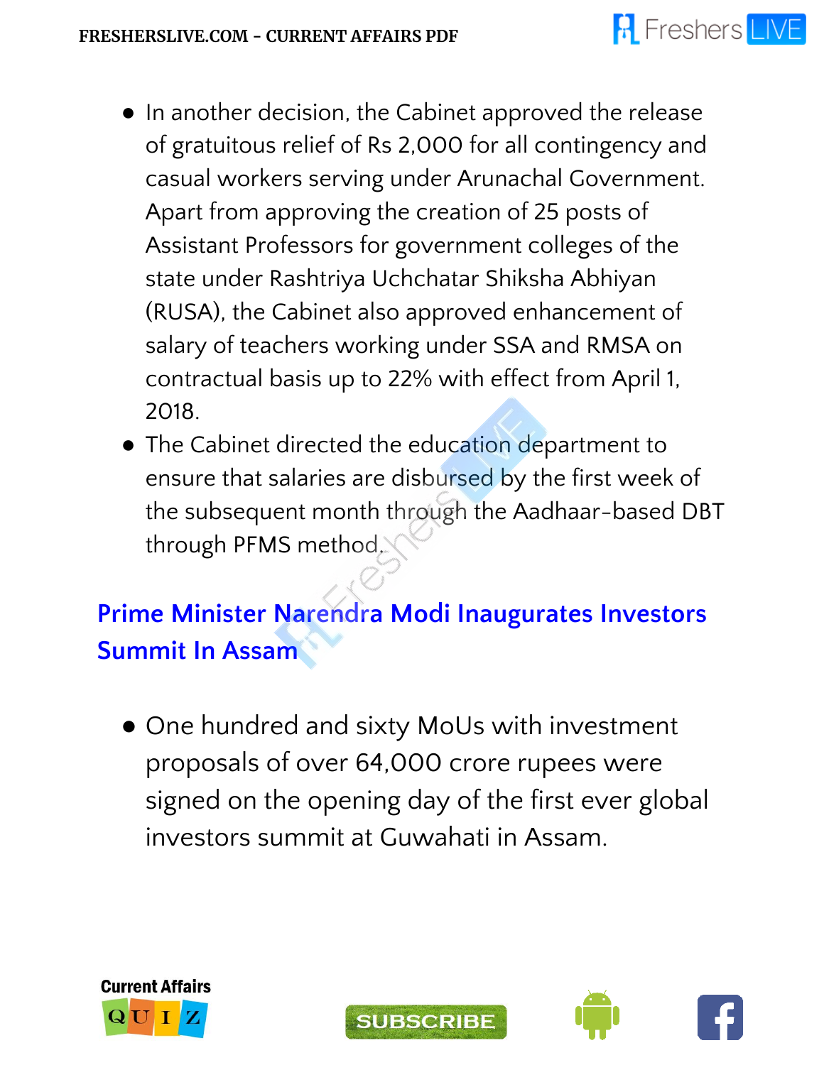- In another decision, the Cabinet approved the release of gratuitous relief of Rs 2,000 for all contingency and casual workers serving under Arunachal Government. Apart from approving the creation of 25 posts of Assistant Professors for government colleges of the state under Rashtriya Uchchatar Shiksha Abhiyan (RUSA), the Cabinet also approved enhancement of salary of teachers working under SSA and RMSA on contractual basis up to 22% with effect from April 1, 2018.
- The Cabinet directed the education department to ensure that salaries are disbursed by the first week of the subsequent month through the Aadhaar-based DBT through PFMS method.

## Prime Minister Narendra Modi Inaugurates Investors Summit In Assam

- One hundred and sixty MoUs with investment proposals of over 64,000 crore rupees were signed on the opening day of the first ever global investors summit at Guwahati in Assam.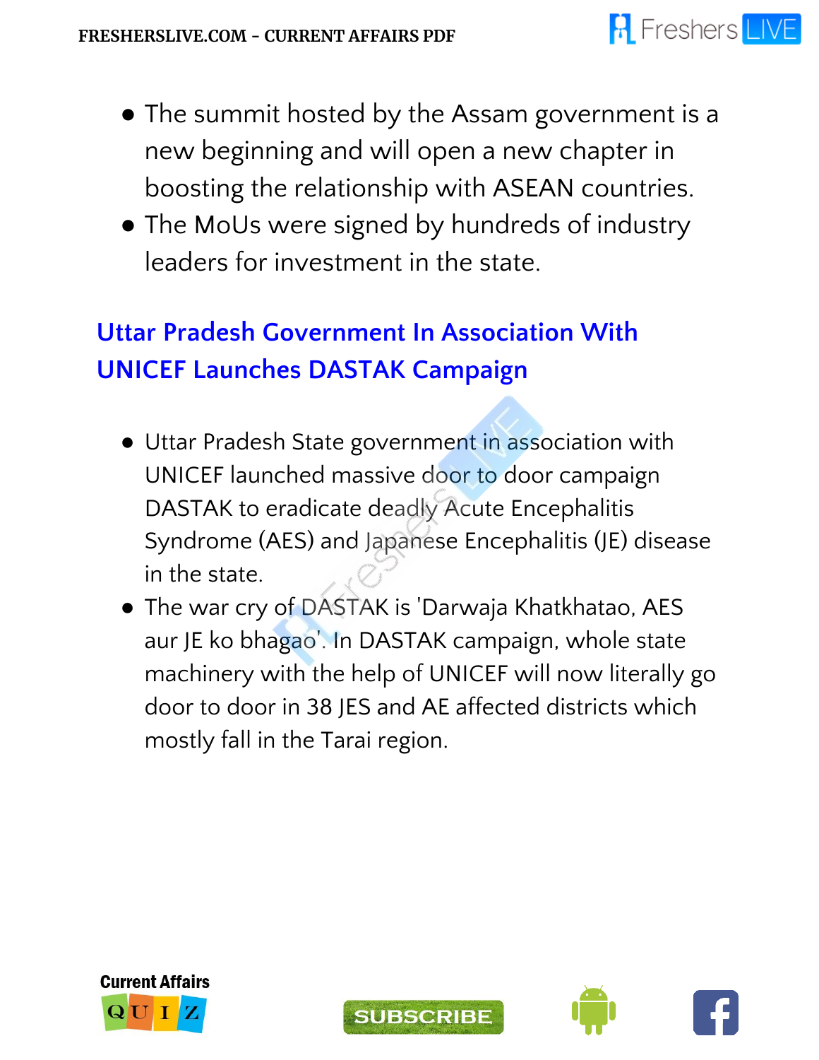- The summit hosted by the Assam government is a new beginning and will open a new chapter in boosting the relationship with ASEAN countries.
- The MoUs were signed by hundreds of industry leaders for investment in the state.

## Uttar Pradesh Government In Association With UNICEF Launches DASTAK Campaign

- Uttar Pradesh State government in association with UNICEF launched massive door to door campaign DASTAK to eradicate deadly Acute Encephalitis Syndrome (AES) and Japanese Encephalitis (JE) disease in the state.
- The war cry of DASTAK is 'Darwaja Khatkhatao, AES aur JE ko bhagao'. In DASTAK campaign, whole state machinery with the help of UNICEF will now literally go door to door in 38 JES and AE affected districts which mostly fall in the Tarai region.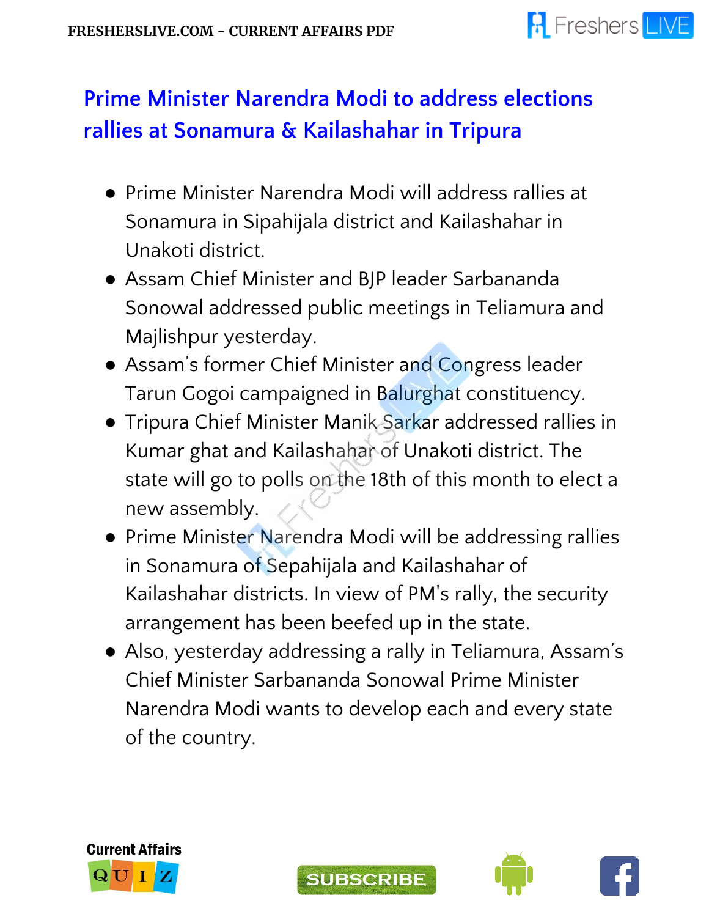## Prime Minister Narendra Modi to address elections rallies at Sonamura & Kailashahar in Tripura

- Prime Minister Narendra Modi will address rallies at Sonamura in Sipahijala district and Kailashahar in Unakoti district.
- Assam Chief Minister and BJP leader Sarbananda Sonowal addressed public meetings in Teliamura and Majlishpur yesterday.
- Assam's former Chief Minister and Congress leader Tarun Gogoi campaigned in Balurghat constituency.
- Tripura Chief Minister Manik Sarkar addressed rallies in Kumar ghat and Kailashahar of Unakoti district. The state will go to polls on the 18th of this month to elect a new assembly.
- Prime Minister Narendra Modi will be addressing rallies in Sonamura of Sepahijala and Kailashahar of Kailashahar districts. In view of PM's rally, the security arrangement has been beefed up in the state.
- Also, yesterday addressing a rally in Teliamura, Assam's Chief Minister Sarbananda Sonowal Prime Minister Narendra Modi wants to develop each and every state of the country.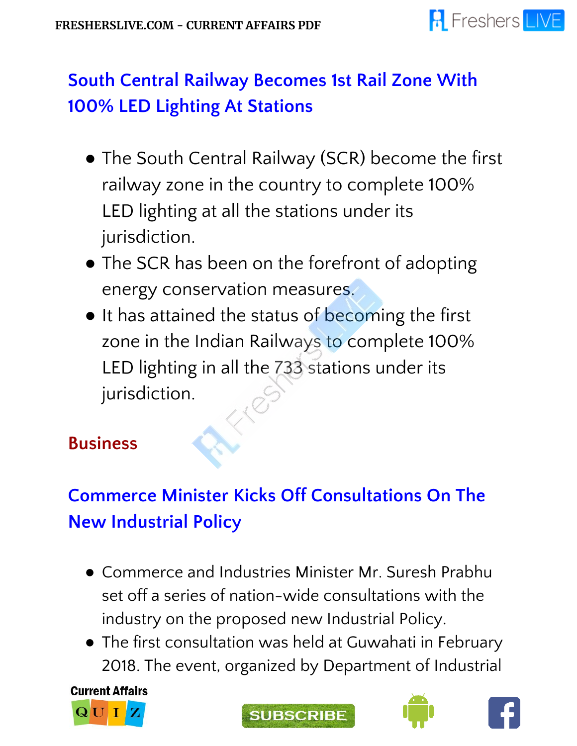## South Central Railway Becomes 1st Rail Zone With 100% LED Lighting At Stations

- The South Central Railway (SCR) become the first railway zone in the country to complete 100% LED lighting at all the stations under its jurisdiction.
- The SCR has been on the forefront of adopting energy conservation measures.
- It has attained the status of becoming the first zone in the Indian Railways to complete 100% LED lighting in all the 733 stations under its jurisdiction.

# Business

## Commerce Minister Kicks Off Consultations On The New Industrial Policy

- Commerce and Industries Minister Mr. Suresh Prabhu set off a series of nation-wide consultations with the industry on the proposed new Industrial Policy.
- The first consultation was held at Guwahati in February 2018. The event, organized by Department of Industrial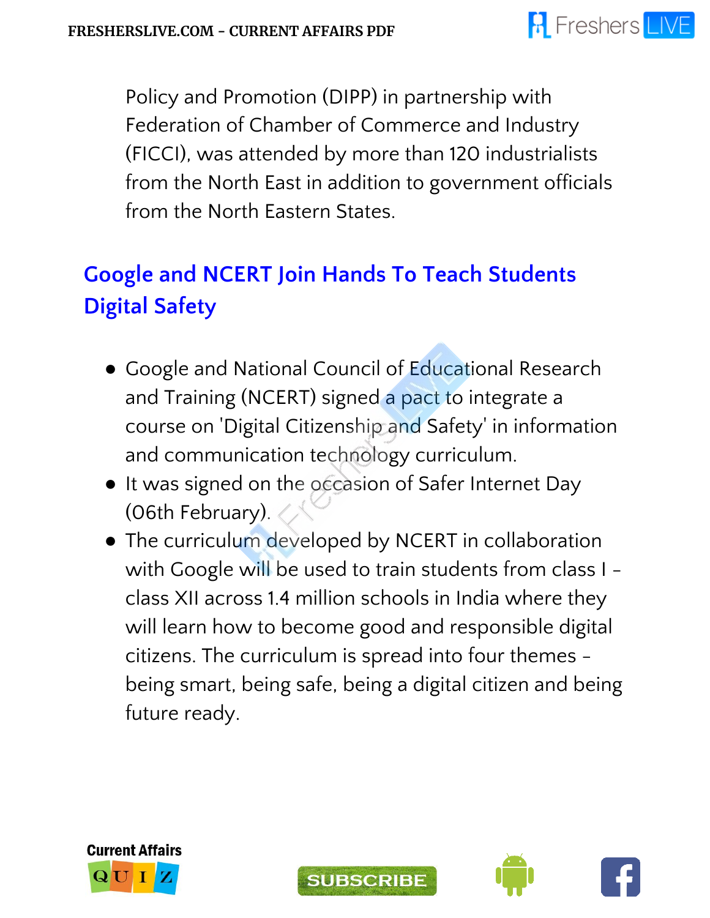Policy and Promotion (DIPP) in partnership with Federation of Chamber of Commerce and Industry (FICCI), was attended by more than 120 industrialists from the North East in addition to government officials from the North Eastern States.

## Google and NCERT Join Hands To Teach Students Digital Safety

- Google and National Council of Educational Research and Training (NCERT) signed a pact to integrate a course on 'Digital Citizenship and Safety' in information and communication technology curriculum.
- It was signed on the occasion of Safer Internet Day (06th February).
- The curriculum developed by NCERT in collaboration with Google will be used to train students from class I - class XII across 1.4 million schools in India where they will learn how to become good and responsible digital citizens. The curriculum is spread into four themes - being smart, being safe, being a digital citizen and being future ready.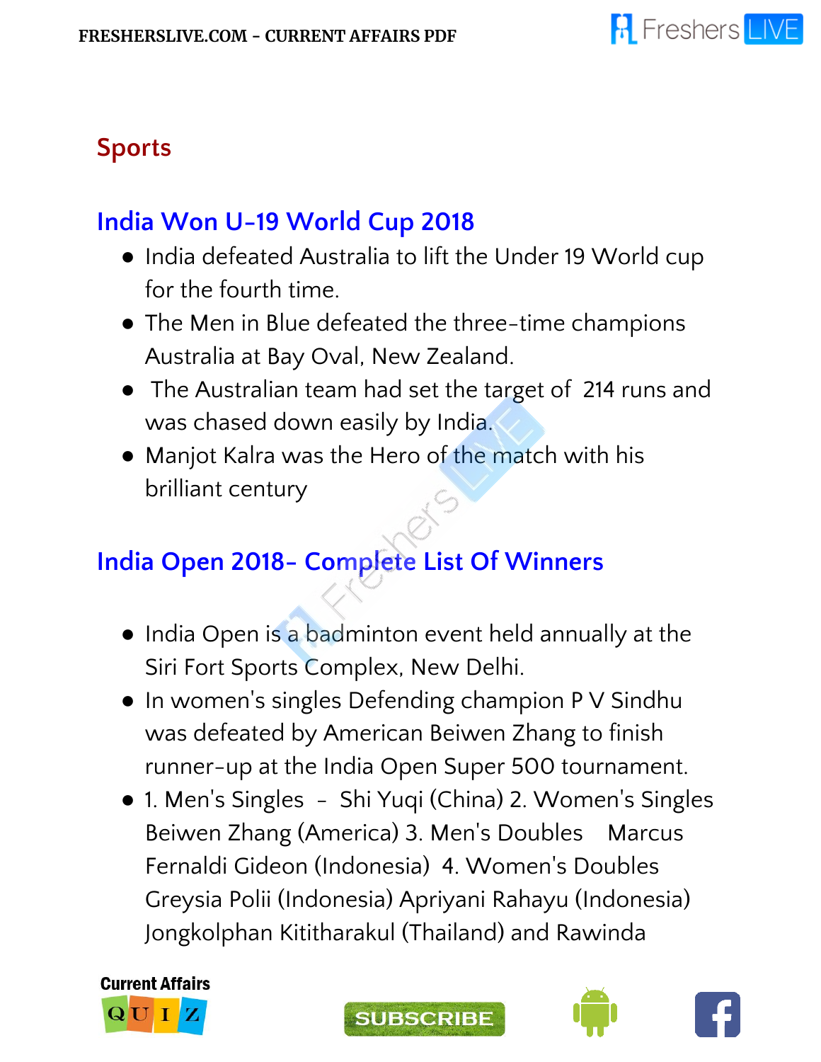## Sports

### India Won U-19 World Cup 2018

- India defeated Australia to lift the Under 19 World cup for the fourth time.
- The Men in Blue defeated the three-time champions Australia at Bay Oval, New Zealand.
- The Australian team had set the target of 214 runs and was chased down easily by India.
- Manjot Kalra was the Hero of the match with his brilliant century

### India Open 2018- Complete List Of Winners

- India Open is a badminton event held annually at the Siri Fort Sports Complex, New Delhi.
- In women's singles Defending champion P V Sindhu was defeated by American Beiwen Zhang to finish runner-up at the India Open Super 500 tournament.
- 1. Men's Singles - Shi Yuqi (China) 2. Women's Singles Beiwen Zhang (America) 3. Men's Doubles Marcus Fernaldi Gideon (Indonesia) 4. Women's Doubles Greysia Polii (Indonesia) Apriyani Rahayu (Indonesia) Jongkolphan Kititharakul (Thailand) and Rawinda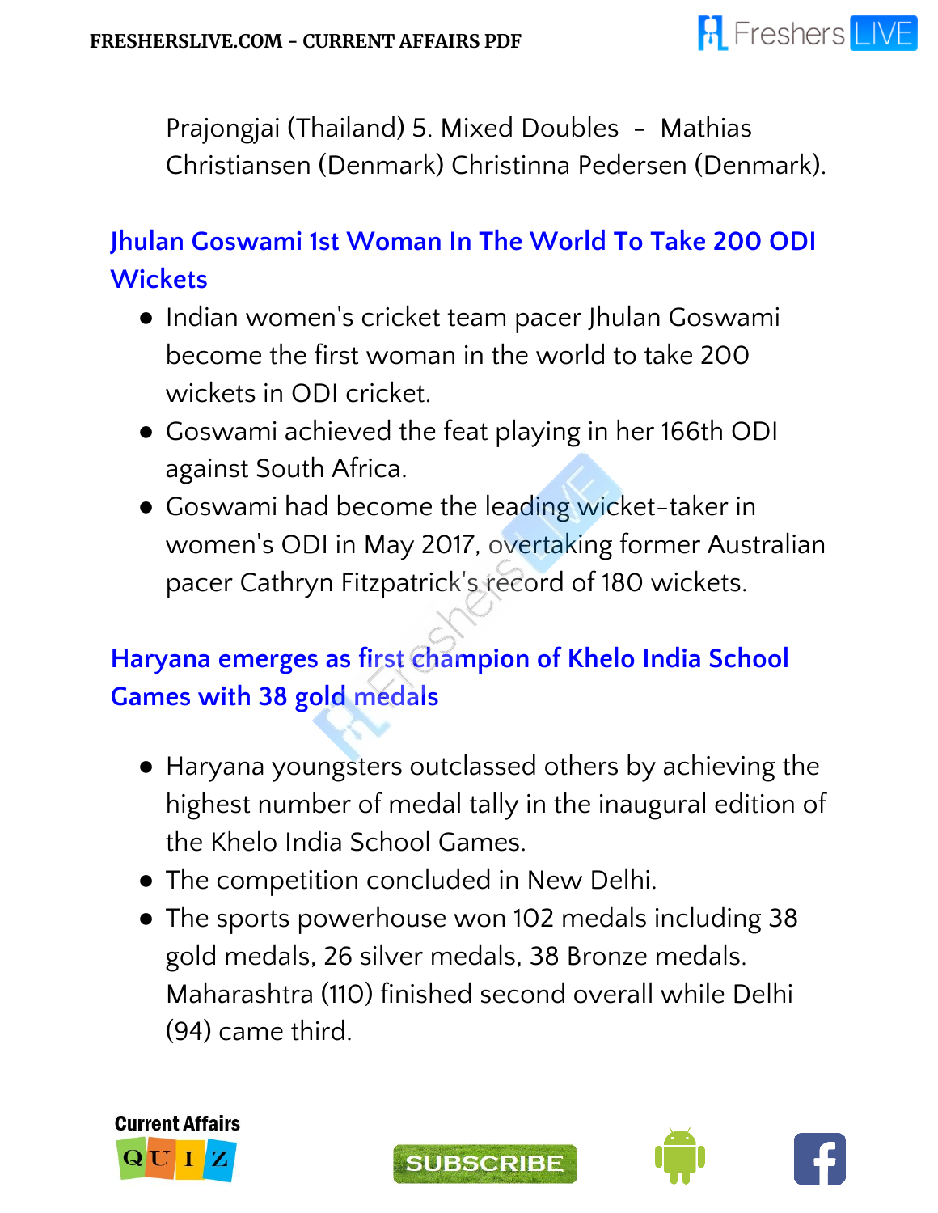Prajongjai (Thailand) 5. Mixed Doubles - Mathias Christiansen (Denmark) Christinna Pedersen (Denmark).

## Jhulan Goswami 1st Woman In The World To Take 200 ODI Wickets

- Indian women's cricket team pacer Jhulan Goswami become the first woman in the world to take 200 wickets in ODI cricket.
- Goswami achieved the feat playing in her 166th ODI against South Africa.
- Goswami had become the leading wicket-taker in women's ODI in May 2017, overtaking former Australian pacer Cathryn Fitzpatrick's record of 180 wickets.

## Haryana emerges as first champion of Khelo India School Games with 38 gold medals

- Haryana youngsters outclassed others by achieving the highest number of medal tally in the inaugural edition of the Khelo India School Games.
- The competition concluded in New Delhi.
- The sports powerhouse won 102 medals including 38 gold medals, 26 silver medals, 38 Bronze medals. Maharashtra (110) finished second overall while Delhi (94) came third.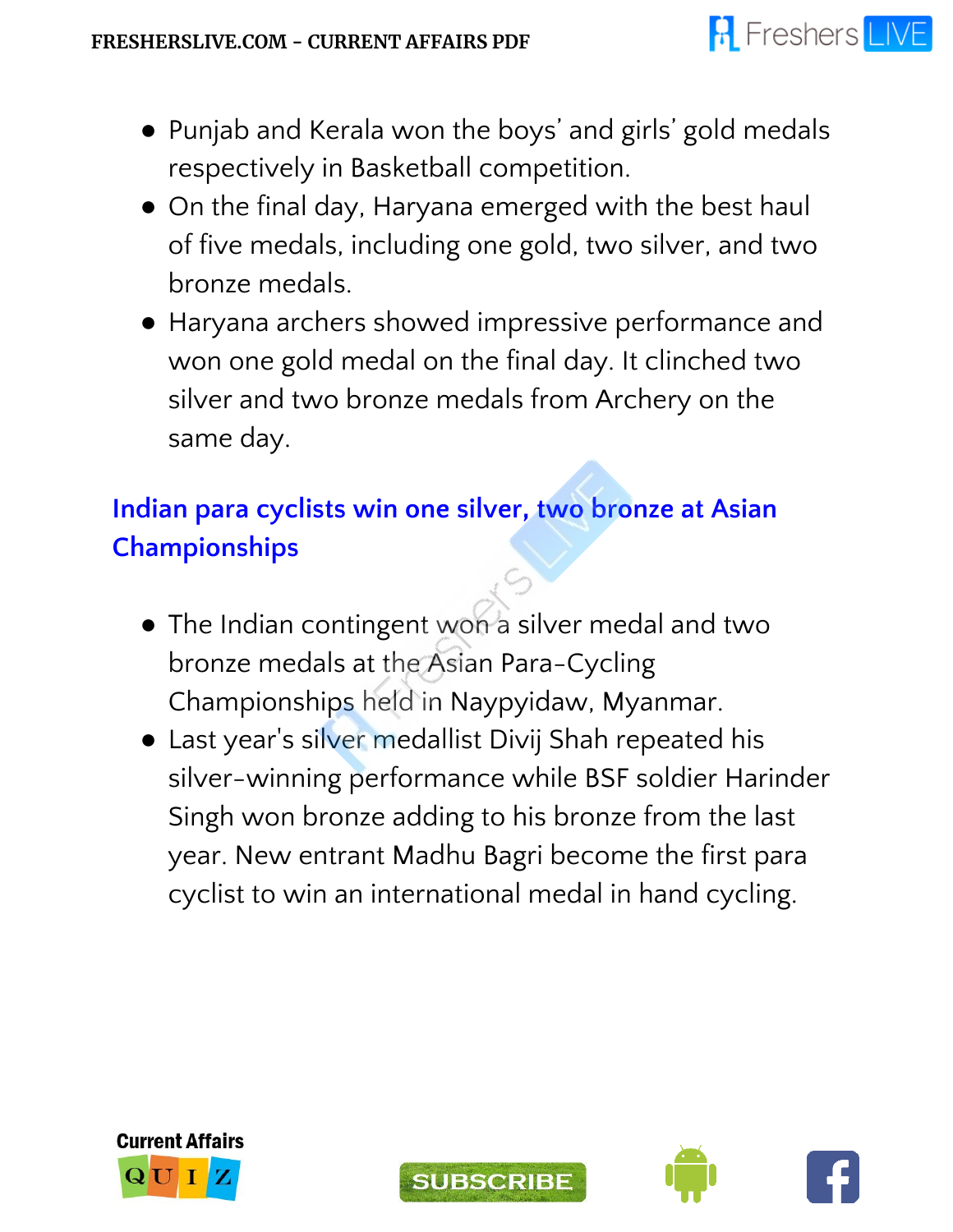- Punjab and Kerala won the boys' and girls' gold medals respectively in Basketball competition.
- On the final day, Haryana emerged with the best haul of five medals, including one gold, two silver, and two bronze medals.
- Haryana archers showed impressive performance and won one gold medal on the final day. It clinched two silver and two bronze medals from Archery on the same day.

## Indian para cyclists win one silver, two bronze at Asian Championships

- The Indian contingent won a silver medal and two bronze medals at the Asian Para-Cycling Championships held in Naypyidaw, Myanmar.
- Last year's silver medallist Divij Shah repeated his silver-winning performance while BSF soldier Harinder Singh won bronze adding to his bronze from the last year. New entrant Madhu Bagri become the first para cyclist to win an international medal in hand cycling.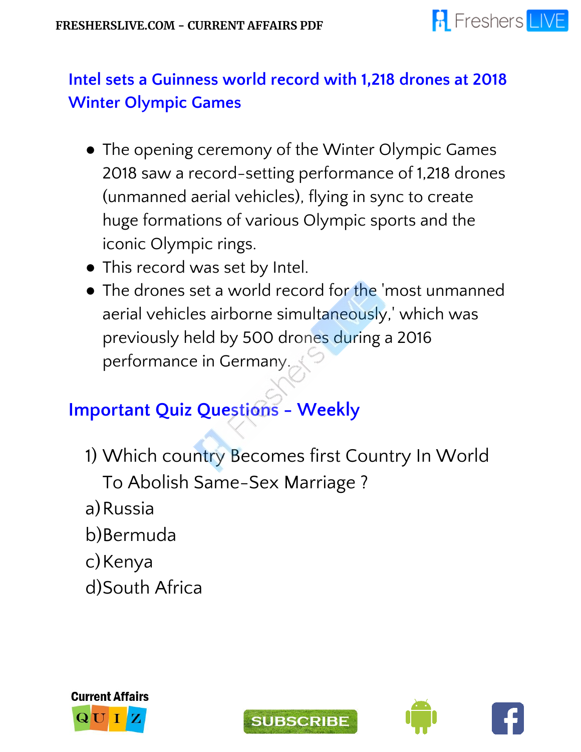## Intel sets a Guinness world record with 1,218 drones at 2018 Winter Olympic Games

- The opening ceremony of the Winter Olympic Games 2018 saw a record-setting performance of 1,218 drones (unmanned aerial vehicles), flying in sync to create huge formations of various Olympic sports and the iconic Olympic rings.
- This record was set by Intel.
- The drones set a world record for the 'most unmanned aerial vehicles airborne simultaneously,' which was previously held by 500 drones during a 2016 performance in Germany.

## Important Quiz Questions - Weekly

1) Which country Becomes first Country In World To Abolish Same-Sex Marriage ?

a) Russia

b) Bermuda

c) Kenya

d) South Africa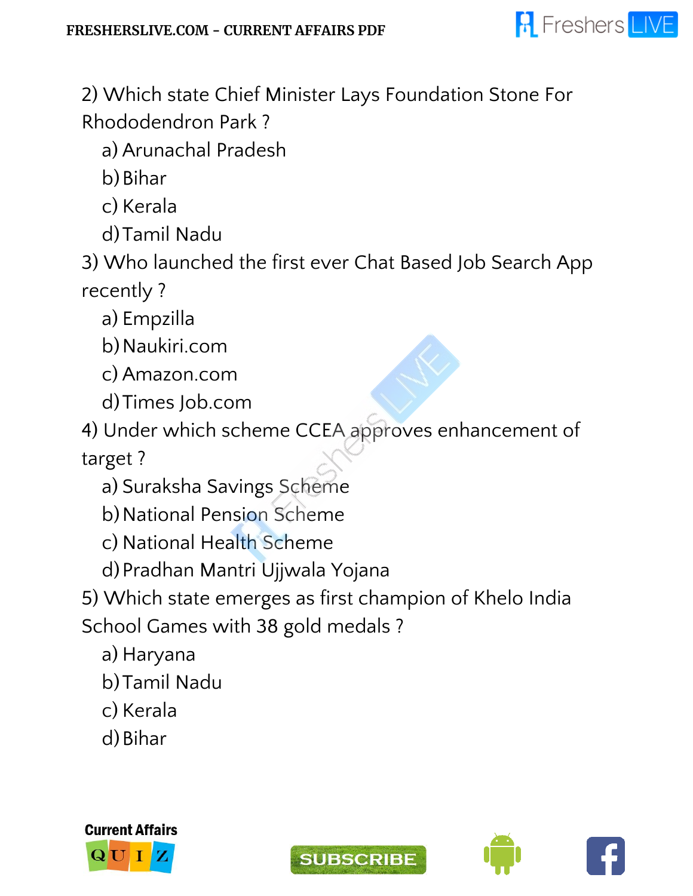2) Which state Chief Minister Lays Foundation Stone For Rhododendron Park ?

a) Arunachal Pradesh
b) Bihar
c) Kerala
d) Tamil Nadu

3) Who launched the first ever Chat Based Job Search App recently ?

a) Empzilla
b) Naukiri.com
c) Amazon.com
d) Times Job.com

4) Under which scheme CCEA approves enhancement of target ?

a) Suraksha Savings Scheme
b) National Pension Scheme
c) National Health Scheme
d) Pradhan Mantri Ujjwala Yojana

5) Which state emerges as first champion of Khelo India School Games with 38 gold medals ?

a) Haryana
b) Tamil Nadu
c) Kerala
d) Bihar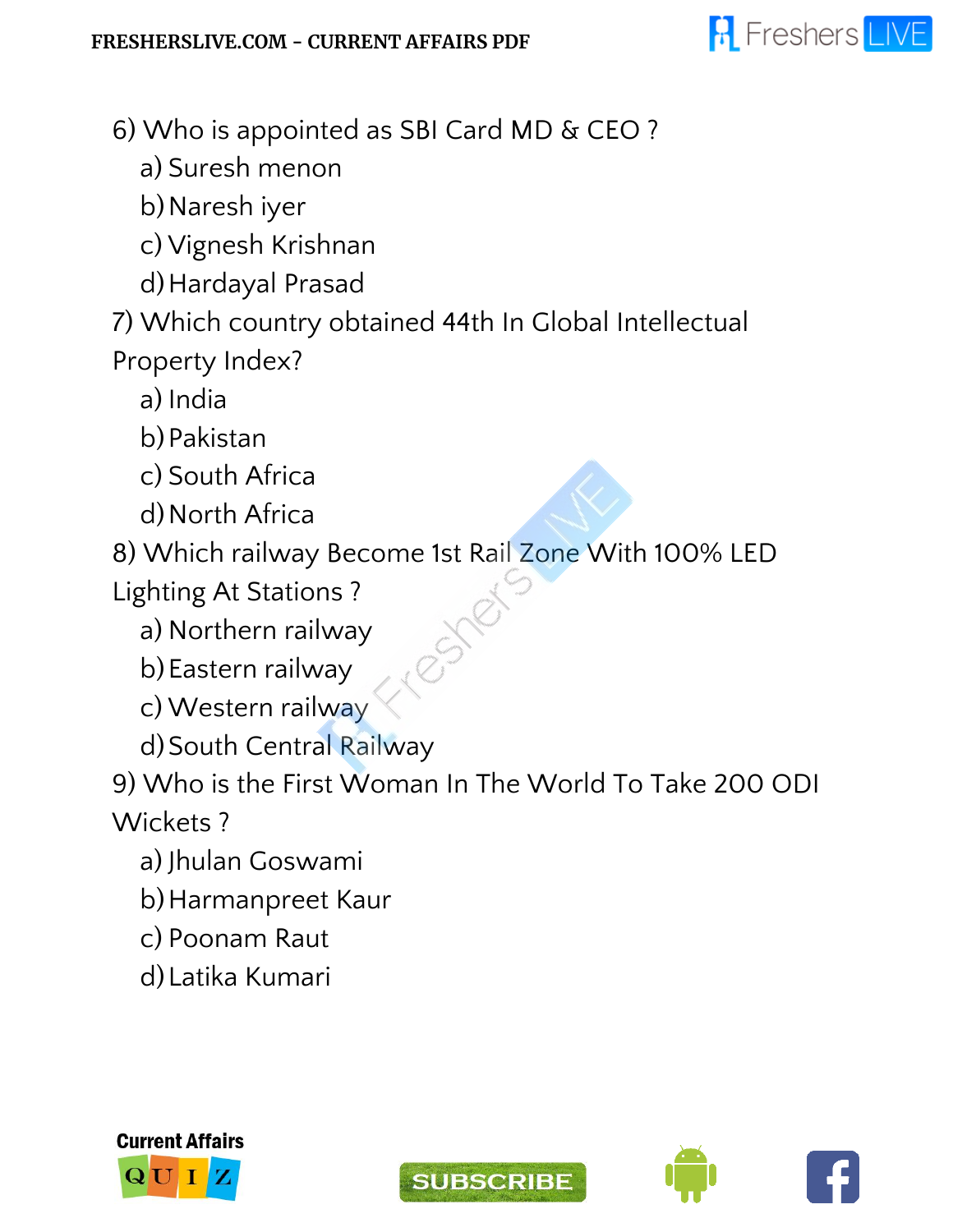6) Who is appointed as SBI Card MD & CEO ?

a) Suresh menon
b) Naresh iyer
c) Vignesh Krishnan
d) Hardayal Prasad

7) Which country obtained 44th In Global Intellectual Property Index?

a) India
b) Pakistan
c) South Africa
d) North Africa

8) Which railway Become 1st Rail Zone With 100% LED Lighting At Stations ?

a) Northern railway
b) Eastern railway
c) Western railway
d) South Central Railway

9) Who is the First Woman In The World To Take 200 ODI Wickets ?

a) Jhulan Goswami
b) Harmanpreet Kaur
c) Poonam Raut
d) Latika Kumari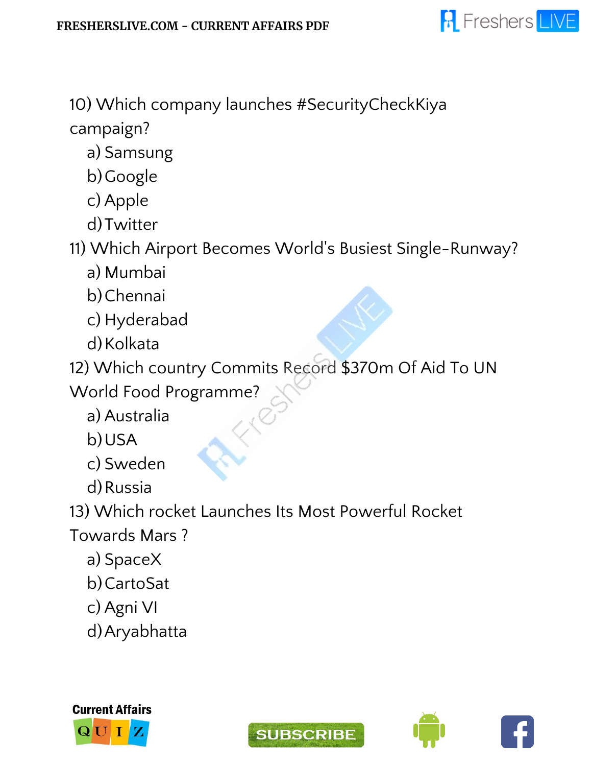10) Which company launches #SecurityCheckKiya campaign?

a) Samsung
b) Google
c) Apple
d) Twitter

11) Which Airport Becomes World's Busiest Single-Runway?

a) Mumbai
b) Chennai
c) Hyderabad
d) Kolkata

12) Which country Commits Record $370m Of Aid To UN World Food Programme?

a) Australia
b) USA
c) Sweden
d) Russia

13) Which rocket Launches Its Most Powerful Rocket Towards Mars ?

a) SpaceX
b) CartoSat
c) Agni VI
d) Aryabhatta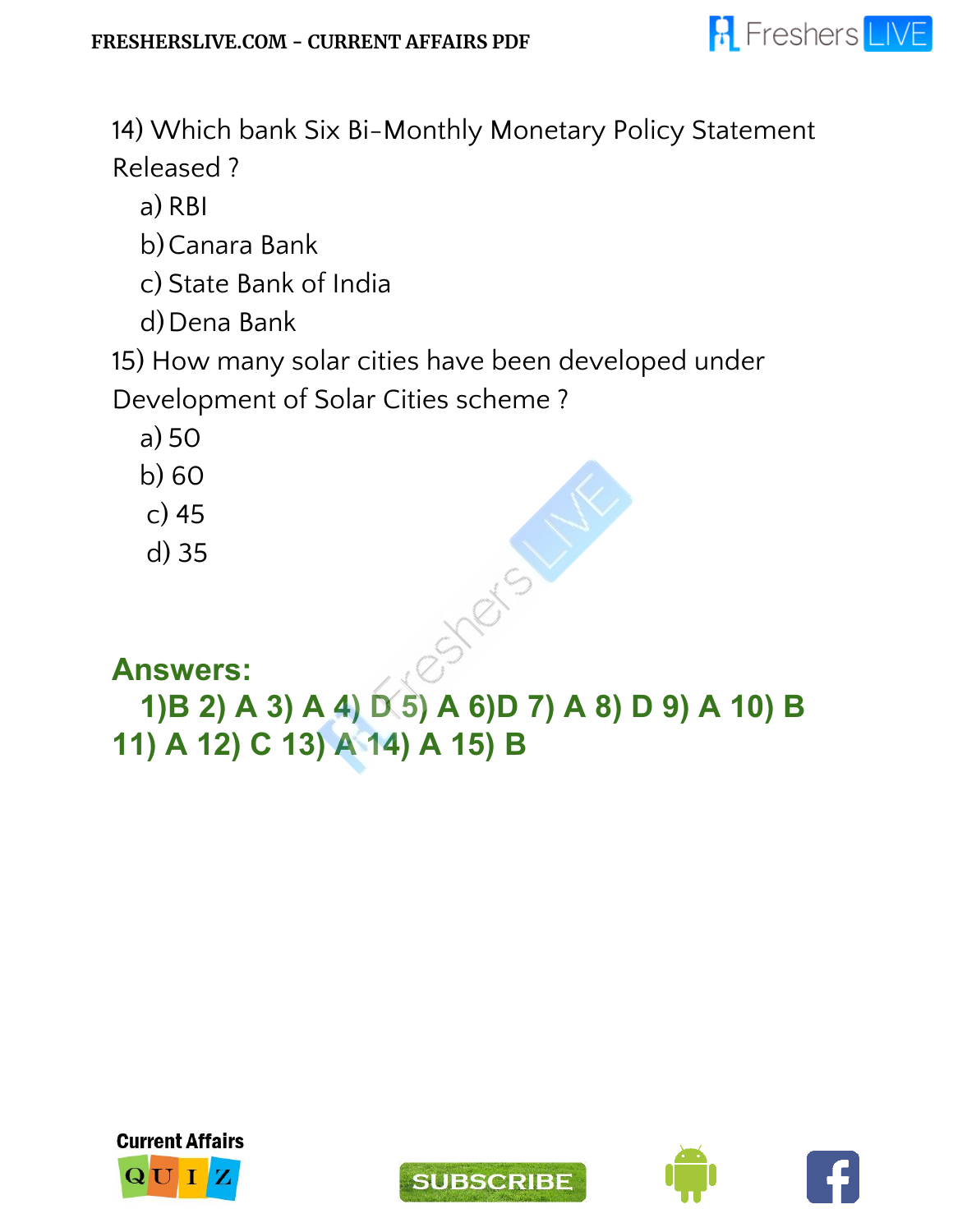14) Which bank Six Bi-Monthly Monetary Policy Statement Released ?

a) RBI
b) Canara Bank
c) State Bank of India
d) Dena Bank

15) How many solar cities have been developed under Development of Solar Cities scheme ?

a) 50
b) 60
c) 45
d) 35

**Answers:**

**1)B 2) A 3) A 4) D 5) A 6)D 7) A 8) D 9) A 10) B 11) A 12) C 13) A 14) A 15) B**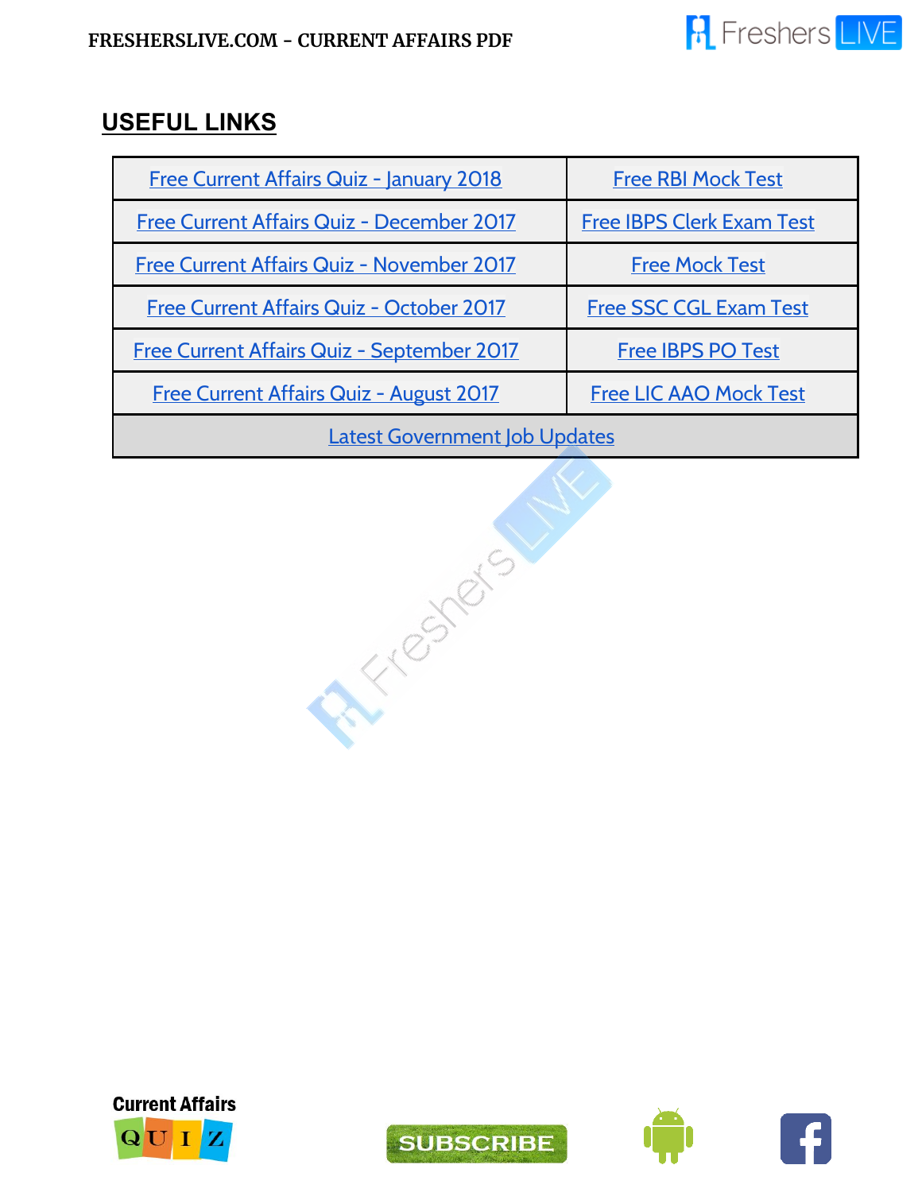## USEFUL LINKS

| | |
|---|---|
| Free Current Affairs Quiz - January 2018 | Free RBI Mock Test |
| Free Current Affairs Quiz - December 2017 | Free IBPS Clerk Exam Test |
| Free Current Affairs Quiz - November 2017 | Free Mock Test |
| Free Current Affairs Quiz - October 2017 | Free SSC CGL Exam Test |
| Free Current Affairs Quiz - September 2017 | Free IBPS PO Test |
| Free Current Affairs Quiz - August 2017 | Free LIC AAO Mock Test |
| Latest Government Job Updates | |